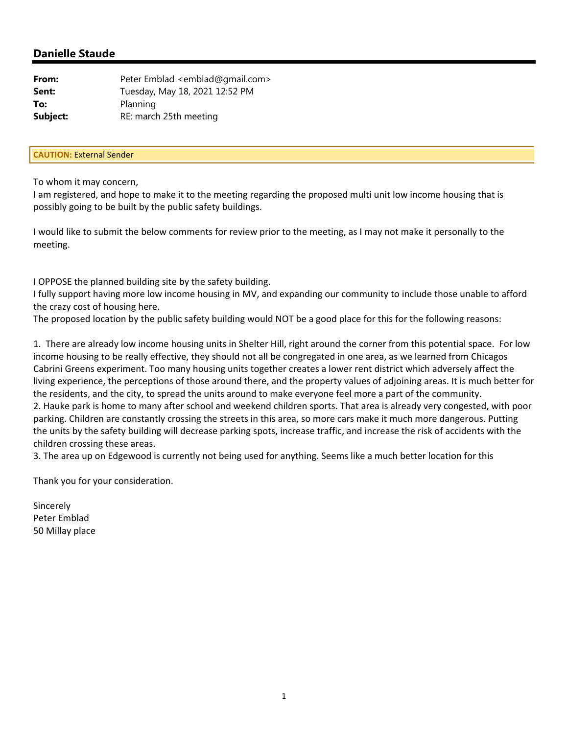## Danielle Staude

**From:** Peter Emblad <emblad@gmail.com>
**Sent:** Tuesday, May 18, 2021 12:52 PM
**To:** Planning
**Subject:** RE: march 25th meeting

**CAUTION:** External Sender

To whom it may concern,
I am registered, and hope to make it to the meeting regarding the proposed multi unit low income housing that is possibly going to be built by the public safety buildings.

I would like to submit the below comments for review prior to the meeting, as I may not make it personally to the meeting.

I OPPOSE the planned building site by the safety building.
I fully support having more low income housing in MV, and expanding our community to include those unable to afford the crazy cost of housing here.
The proposed location by the public safety building would NOT be a good place for this for the following reasons:

1. There are already low income housing units in Shelter Hill, right around the corner from this potential space. For low income housing to be really effective, they should not all be congregated in one area, as we learned from Chicagos Cabrini Greens experiment. Too many housing units together creates a lower rent district which adversely affect the living experience, the perceptions of those around there, and the property values of adjoining areas. It is much better for the residents, and the city, to spread the units around to make everyone feel more a part of the community.
2. Hauke park is home to many after school and weekend children sports. That area is already very congested, with poor parking. Children are constantly crossing the streets in this area, so more cars make it much more dangerous. Putting the units by the safety building will decrease parking spots, increase traffic, and increase the risk of accidents with the children crossing these areas.
3. The area up on Edgewood is currently not being used for anything. Seems like a much better location for this

Thank you for your consideration.

Sincerely
Peter Emblad
50 Millay place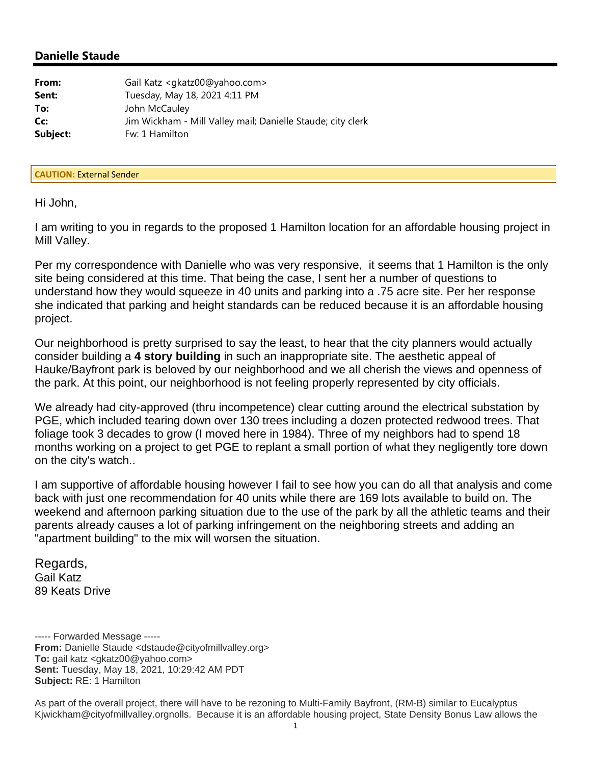## Danielle Staude

| | |
|---|---|
| **From:** | Gail Katz <gkatz00@yahoo.com> |
| **Sent:** | Tuesday, May 18, 2021 4:11 PM |
| **To:** | John McCauley |
| **Cc:** | Jim Wickham - Mill Valley mail; Danielle Staude; city clerk |
| **Subject:** | Fw: 1 Hamilton |

**CAUTION:** External Sender

Hi John,

I am writing to you in regards to the proposed 1 Hamilton location for an affordable housing project in Mill Valley.

Per my correspondence with Danielle who was very responsive, it seems that 1 Hamilton is the only site being considered at this time. That being the case, I sent her a number of questions to understand how they would squeeze in 40 units and parking into a .75 acre site. Per her response she indicated that parking and height standards can be reduced because it is an affordable housing project.

Our neighborhood is pretty surprised to say the least, to hear that the city planners would actually consider building a **4 story building** in such an inappropriate site. The aesthetic appeal of Hauke/Bayfront park is beloved by our neighborhood and we all cherish the views and openness of the park. At this point, our neighborhood is not feeling properly represented by city officials.

We already had city-approved (thru incompetence) clear cutting around the electrical substation by PGE, which included tearing down over 130 trees including a dozen protected redwood trees. That foliage took 3 decades to grow (I moved here in 1984). Three of my neighbors had to spend 18 months working on a project to get PGE to replant a small portion of what they negligently tore down on the city's watch..

I am supportive of affordable housing however I fail to see how you can do all that analysis and come back with just one recommendation for 40 units while there are 169 lots available to build on. The weekend and afternoon parking situation due to the use of the park by all the athletic teams and their parents already causes a lot of parking infringement on the neighboring streets and adding an "apartment building" to the mix will worsen the situation.

Regards,
Gail Katz
89 Keats Drive

----- Forwarded Message -----
**From:** Danielle Staude <dstaude@cityofmillvalley.org>
**To:** gail katz <gkatz00@yahoo.com>
**Sent:** Tuesday, May 18, 2021, 10:29:42 AM PDT
**Subject:** RE: 1 Hamilton

As part of the overall project, there will have to be rezoning to Multi-Family Bayfront, (RM-B) similar to Eucalyptus Kjwickham@cityofmillvalley.orgnolls. Because it is an affordable housing project, State Density Bonus Law allows the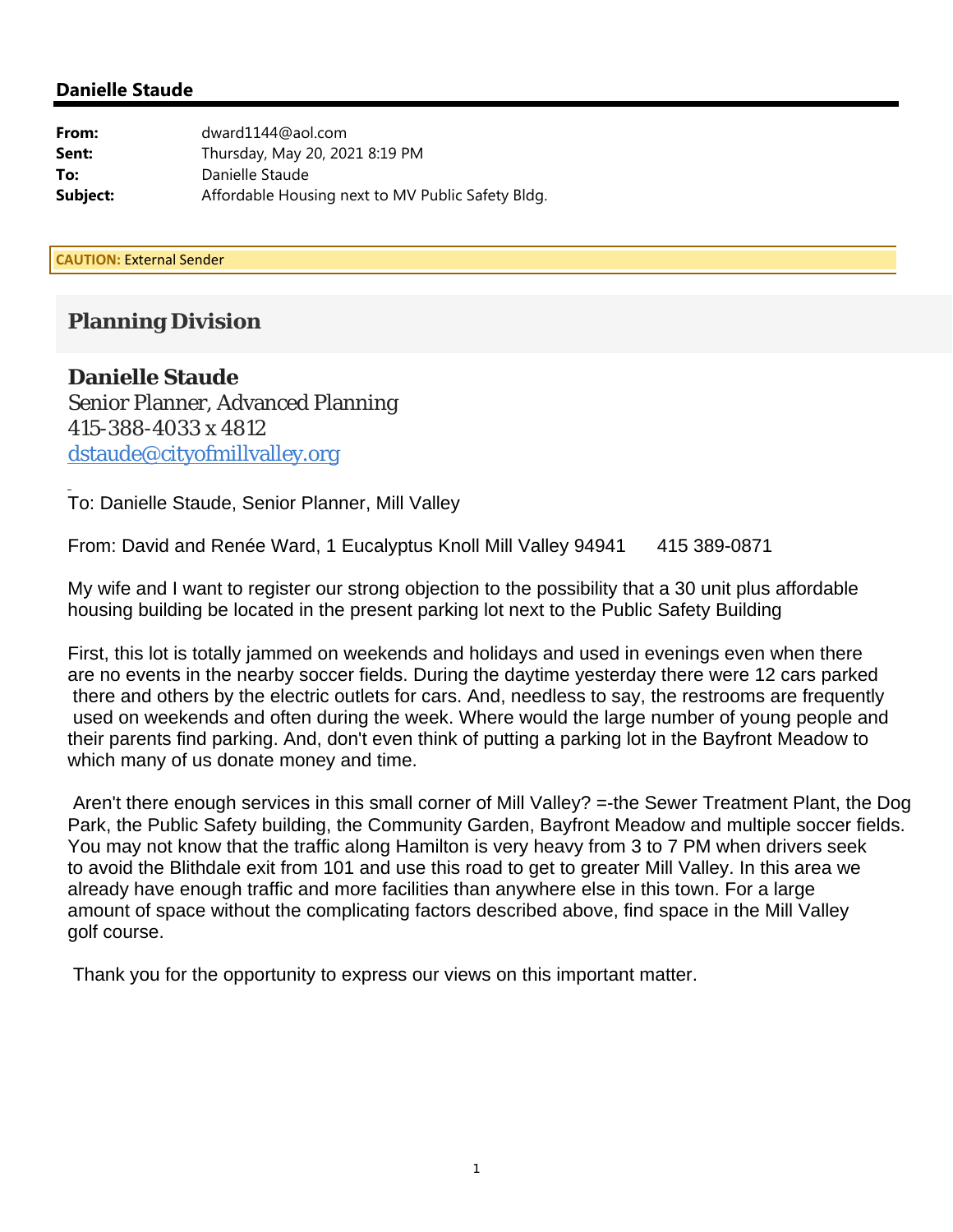**Danielle Staude**

---

**From:** dward1144@aol.com
**Sent:** Thursday, May 20, 2021 8:19 PM
**To:** Danielle Staude
**Subject:** Affordable Housing next to MV Public Safety Bldg.

**CAUTION:** External Sender

## Planning Division

**Danielle Staude**
Senior Planner, Advanced Planning
415-388-4033 x 4812
dstaude@cityofmillvalley.org

To: Danielle Staude, Senior Planner, Mill Valley

From: David and Renée Ward, 1 Eucalyptus Knoll Mill Valley 94941      415 389-0871

My wife and I want to register our strong objection to the possibility that a 30 unit plus affordable housing building be located in the present parking lot next to the Public Safety Building

First, this lot is totally jammed on weekends and holidays and used in evenings even when there are no events in the nearby soccer fields. During the daytime yesterday there were 12 cars parked there and others by the electric outlets for cars. And, needless to say, the restrooms are frequently used on weekends and often during the week. Where would the large number of young people and their parents find parking. And, don't even think of putting a parking lot in the Bayfront Meadow to which many of us donate money and time.

Aren't there enough services in this small corner of Mill Valley? =-the Sewer Treatment Plant, the Dog Park, the Public Safety building, the Community Garden, Bayfront Meadow and multiple soccer fields. You may not know that the traffic along Hamilton is very heavy from 3 to 7 PM when drivers seek to avoid the Blithdale exit from 101 and use this road to get to greater Mill Valley. In this area we already have enough traffic and more facilities than anywhere else in this town. For a large amount of space without the complicating factors described above, find space in the Mill Valley golf course.

Thank you for the opportunity to express our views on this important matter.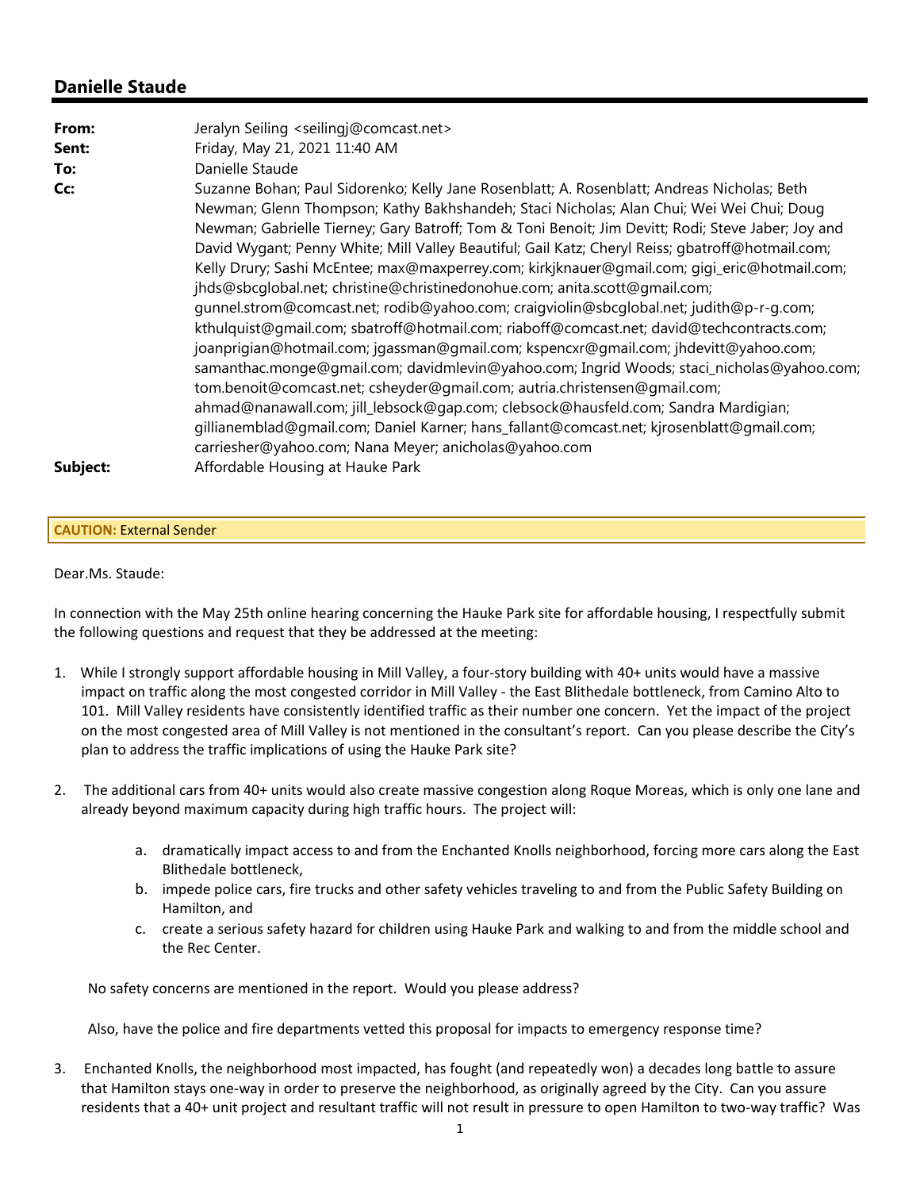# Danielle Staude

| | |
|---|---|
| **From:** | Jeralyn Seiling <seilingj@comcast.net> |
| **Sent:** | Friday, May 21, 2021 11:40 AM |
| **To:** | Danielle Staude |
| **Cc:** | Suzanne Bohan; Paul Sidorenko; Kelly Jane Rosenblatt; A. Rosenblatt; Andreas Nicholas; Beth Newman; Glenn Thompson; Kathy Bakhshandeh; Staci Nicholas; Alan Chui; Wei Wei Chui; Doug Newman; Gabrielle Tierney; Gary Batroff; Tom & Toni Benoit; Jim Devitt; Rodi; Steve Jaber; Joy and David Wygant; Penny White; Mill Valley Beautiful; Gail Katz; Cheryl Reiss; gbatroff@hotmail.com; Kelly Drury; Sashi McEntee; max@maxperrey.com; kirkjknauer@gmail.com; gigi_eric@hotmail.com; jhds@sbcglobal.net; christine@christinedonohue.com; anita.scott@gmail.com; gunnel.strom@comcast.net; rodib@yahoo.com; craigviolin@sbcglobal.net; judith@p-r-g.com; kthulquist@gmail.com; sbatroff@hotmail.com; riaboff@comcast.net; david@techcontracts.com; joanprigian@hotmail.com; jgassman@gmail.com; kspencxr@gmail.com; jhdevitt@yahoo.com; samanthac.monge@gmail.com; davidmlevin@yahoo.com; Ingrid Woods; staci_nicholas@yahoo.com; tom.benoit@comcast.net; csheyder@gmail.com; autria.christensen@gmail.com; ahmad@nanawall.com; jill_lebsock@gap.com; clebsock@hausfeld.com; Sandra Mardigian; gillianemblad@gmail.com; Daniel Karner; hans_fallant@comcast.net; kjrosenblatt@gmail.com; carriesher@yahoo.com; Nana Meyer; anicholas@yahoo.com |
| **Subject:** | Affordable Housing at Hauke Park |

**CAUTION:** External Sender

Dear.Ms. Staude:

In connection with the May 25th online hearing concerning the Hauke Park site for affordable housing, I respectfully submit the following questions and request that they be addressed at the meeting:

1. While I strongly support affordable housing in Mill Valley, a four-story building with 40+ units would have a massive impact on traffic along the most congested corridor in Mill Valley - the East Blithedale bottleneck, from Camino Alto to 101. Mill Valley residents have consistently identified traffic as their number one concern. Yet the impact of the project on the most congested area of Mill Valley is not mentioned in the consultant's report. Can you please describe the City's plan to address the traffic implications of using the Hauke Park site?

2. The additional cars from 40+ units would also create massive congestion along Roque Moreas, which is only one lane and already beyond maximum capacity during high traffic hours. The project will:

   a. dramatically impact access to and from the Enchanted Knolls neighborhood, forcing more cars along the East Blithedale bottleneck,
   b. impede police cars, fire trucks and other safety vehicles traveling to and from the Public Safety Building on Hamilton, and
   c. create a serious safety hazard for children using Hauke Park and walking to and from the middle school and the Rec Center.

   No safety concerns are mentioned in the report. Would you please address?

   Also, have the police and fire departments vetted this proposal for impacts to emergency response time?

3. Enchanted Knolls, the neighborhood most impacted, has fought (and repeatedly won) a decades long battle to assure that Hamilton stays one-way in order to preserve the neighborhood, as originally agreed by the City. Can you assure residents that a 40+ unit project and resultant traffic will not result in pressure to open Hamilton to two-way traffic? Was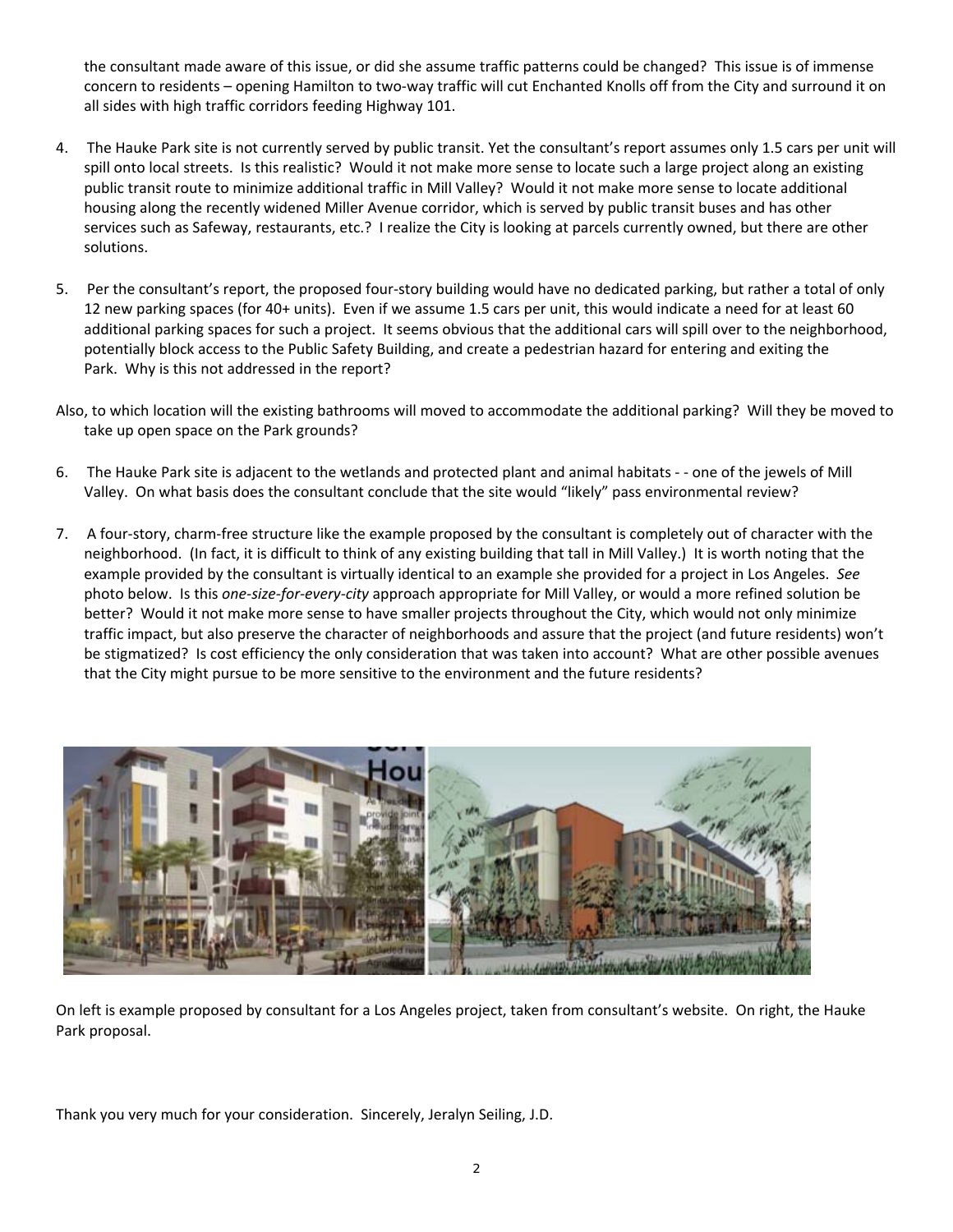the consultant made aware of this issue, or did she assume traffic patterns could be changed? This issue is of immense concern to residents – opening Hamilton to two-way traffic will cut Enchanted Knolls off from the City and surround it on all sides with high traffic corridors feeding Highway 101.

4. The Hauke Park site is not currently served by public transit. Yet the consultant's report assumes only 1.5 cars per unit will spill onto local streets. Is this realistic? Would it not make more sense to locate such a large project along an existing public transit route to minimize additional traffic in Mill Valley? Would it not make more sense to locate additional housing along the recently widened Miller Avenue corridor, which is served by public transit buses and has other services such as Safeway, restaurants, etc.? I realize the City is looking at parcels currently owned, but there are other solutions.

5. Per the consultant's report, the proposed four-story building would have no dedicated parking, but rather a total of only 12 new parking spaces (for 40+ units). Even if we assume 1.5 cars per unit, this would indicate a need for at least 60 additional parking spaces for such a project. It seems obvious that the additional cars will spill over to the neighborhood, potentially block access to the Public Safety Building, and create a pedestrian hazard for entering and exiting the Park. Why is this not addressed in the report?

Also, to which location will the existing bathrooms will moved to accommodate the additional parking? Will they be moved to take up open space on the Park grounds?

6. The Hauke Park site is adjacent to the wetlands and protected plant and animal habitats - - one of the jewels of Mill Valley. On what basis does the consultant conclude that the site would "likely" pass environmental review?

7. A four-story, charm-free structure like the example proposed by the consultant is completely out of character with the neighborhood. (In fact, it is difficult to think of any existing building that tall in Mill Valley.) It is worth noting that the example provided by the consultant is virtually identical to an example she provided for a project in Los Angeles. *See* photo below. Is this *one-size-for-every-city* approach appropriate for Mill Valley, or would a more refined solution be better? Would it not make more sense to have smaller projects throughout the City, which would not only minimize traffic impact, but also preserve the character of neighborhoods and assure that the project (and future residents) won't be stigmatized? Is cost efficiency the only consideration that was taken into account? What are other possible avenues that the City might pursue to be more sensitive to the environment and the future residents?

On left is example proposed by consultant for a Los Angeles project, taken from consultant's website. On right, the Hauke Park proposal.

Thank you very much for your consideration. Sincerely, Jeralyn Seiling, J.D.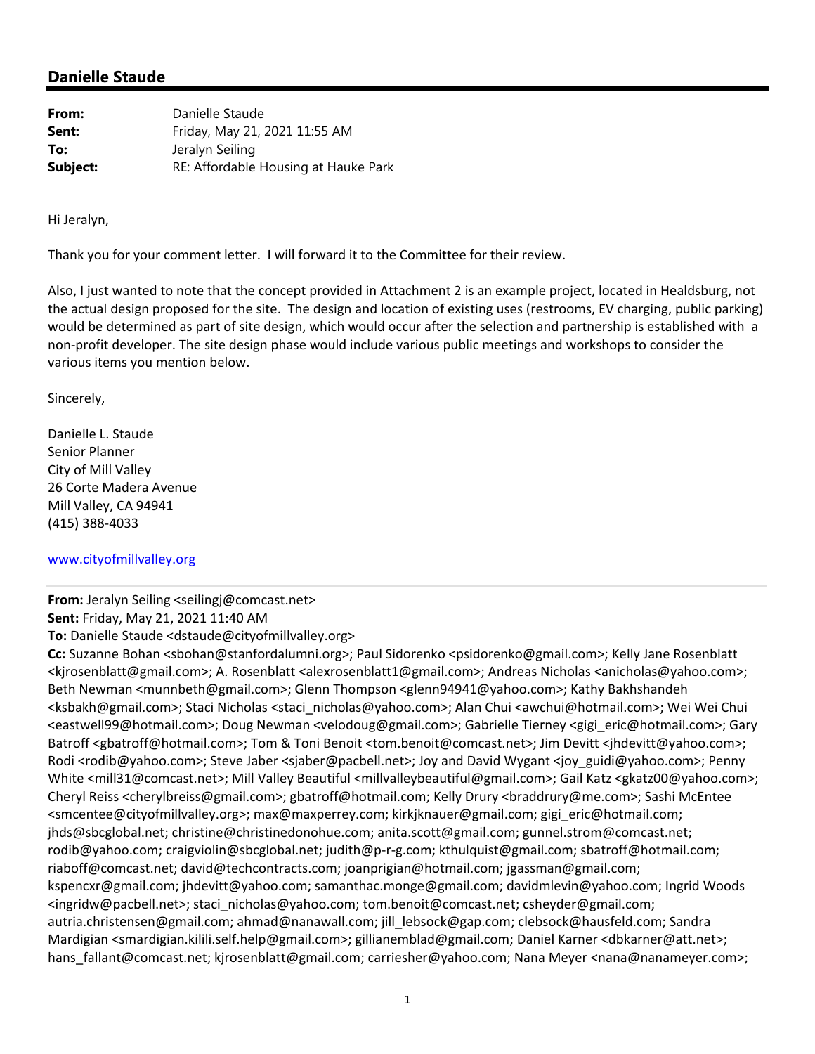## Danielle Staude

**From:** Danielle Staude
**Sent:** Friday, May 21, 2021 11:55 AM
**To:** Jeralyn Seiling
**Subject:** RE: Affordable Housing at Hauke Park

Hi Jeralyn,

Thank you for your comment letter. I will forward it to the Committee for their review.

Also, I just wanted to note that the concept provided in Attachment 2 is an example project, located in Healdsburg, not the actual design proposed for the site. The design and location of existing uses (restrooms, EV charging, public parking) would be determined as part of site design, which would occur after the selection and partnership is established with a non-profit developer. The site design phase would include various public meetings and workshops to consider the various items you mention below.

Sincerely,

Danielle L. Staude
Senior Planner
City of Mill Valley
26 Corte Madera Avenue
Mill Valley, CA 94941
(415) 388-4033

www.cityofmillvalley.org

---

**From:** Jeralyn Seiling <seilingj@comcast.net>
**Sent:** Friday, May 21, 2021 11:40 AM
**To:** Danielle Staude <dstaude@cityofmillvalley.org>
**Cc:** Suzanne Bohan <sbohan@stanfordalumni.org>; Paul Sidorenko <psidorenko@gmail.com>; Kelly Jane Rosenblatt <kjrosenblatt@gmail.com>; A. Rosenblatt <alexrosenblatt1@gmail.com>; Andreas Nicholas <anicholas@yahoo.com>; Beth Newman <munnbeth@gmail.com>; Glenn Thompson <glenn94941@yahoo.com>; Kathy Bakhshandeh <ksbakh@gmail.com>; Staci Nicholas <staci_nicholas@yahoo.com>; Alan Chui <awchui@hotmail.com>; Wei Wei Chui <eastwell99@hotmail.com>; Doug Newman <velodoug@gmail.com>; Gabrielle Tierney <gigi_eric@hotmail.com>; Gary Batroff <gbatroff@hotmail.com>; Tom & Toni Benoit <tom.benoit@comcast.net>; Jim Devitt <jhdevitt@yahoo.com>; Rodi <rodib@yahoo.com>; Steve Jaber <sjaber@pacbell.net>; Joy and David Wygant <joy_guidi@yahoo.com>; Penny White <mill31@comcast.net>; Mill Valley Beautiful <millvalleybeautiful@gmail.com>; Gail Katz <gkatz00@yahoo.com>; Cheryl Reiss <cherylbreiss@gmail.com>; gbatroff@hotmail.com; Kelly Drury <braddrury@me.com>; Sashi McEntee <smcentee@cityofmillvalley.org>; max@maxperrey.com; kirkjknauer@gmail.com; gigi_eric@hotmail.com; jhds@sbcglobal.net; christine@christinedonohue.com; anita.scott@gmail.com; gunnel.strom@comcast.net; rodib@yahoo.com; craigviolin@sbcglobal.net; judith@p-r-g.com; kthulquist@gmail.com; sbatroff@hotmail.com; riaboff@comcast.net; david@techcontracts.com; joanprigian@hotmail.com; jgassman@gmail.com; kspencxr@gmail.com; jhdevitt@yahoo.com; samanthac.monge@gmail.com; davidmlevin@yahoo.com; Ingrid Woods <ingridw@pacbell.net>; staci_nicholas@yahoo.com; tom.benoit@comcast.net; csheyder@gmail.com; autria.christensen@gmail.com; ahmad@nanawall.com; jill_lebsock@gap.com; clebsock@hausfeld.com; Sandra Mardigian <smardigian.kilili.self.help@gmail.com>; gillianemblad@gmail.com; Daniel Karner <dbkarner@att.net>; hans_fallant@comcast.net; kjrosenblatt@gmail.com; carriesher@yahoo.com; Nana Meyer <nana@nanameyer.com>;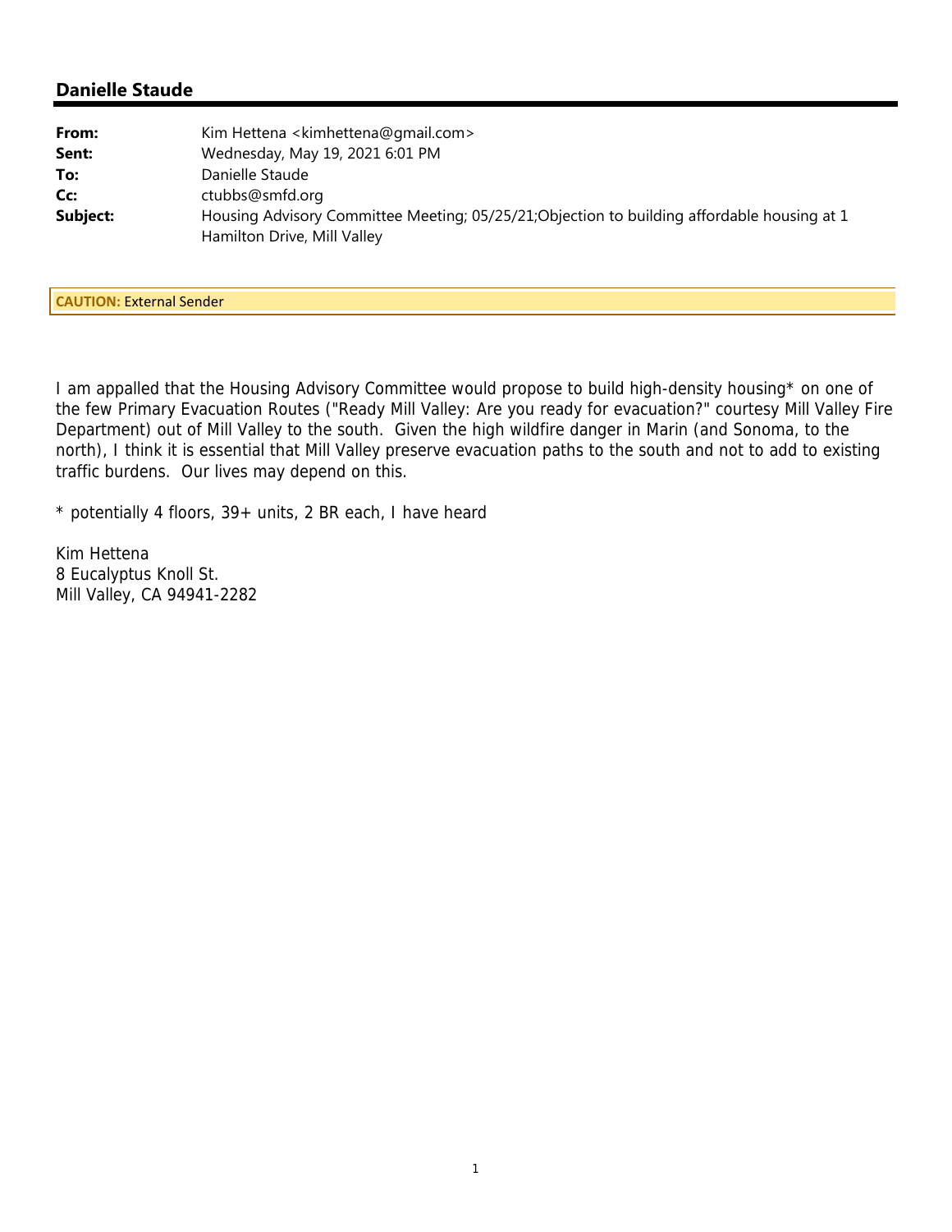## Danielle Staude

| | |
|---|---|
| **From:** | Kim Hettena <kimhettena@gmail.com> |
| **Sent:** | Wednesday, May 19, 2021 6:01 PM |
| **To:** | Danielle Staude |
| **Cc:** | ctubbs@smfd.org |
| **Subject:** | Housing Advisory Committee Meeting; 05/25/21;Objection to building affordable housing at 1 Hamilton Drive, Mill Valley |

**CAUTION:** External Sender

I am appalled that the Housing Advisory Committee would propose to build high-density housing* on one of the few Primary Evacuation Routes ("Ready Mill Valley: Are you ready for evacuation?" courtesy Mill Valley Fire Department) out of Mill Valley to the south. Given the high wildfire danger in Marin (and Sonoma, to the north), I think it is essential that Mill Valley preserve evacuation paths to the south and not to add to existing traffic burdens. Our lives may depend on this.

* potentially 4 floors, 39+ units, 2 BR each, I have heard

Kim Hettena
8 Eucalyptus Knoll St.
Mill Valley, CA 94941-2282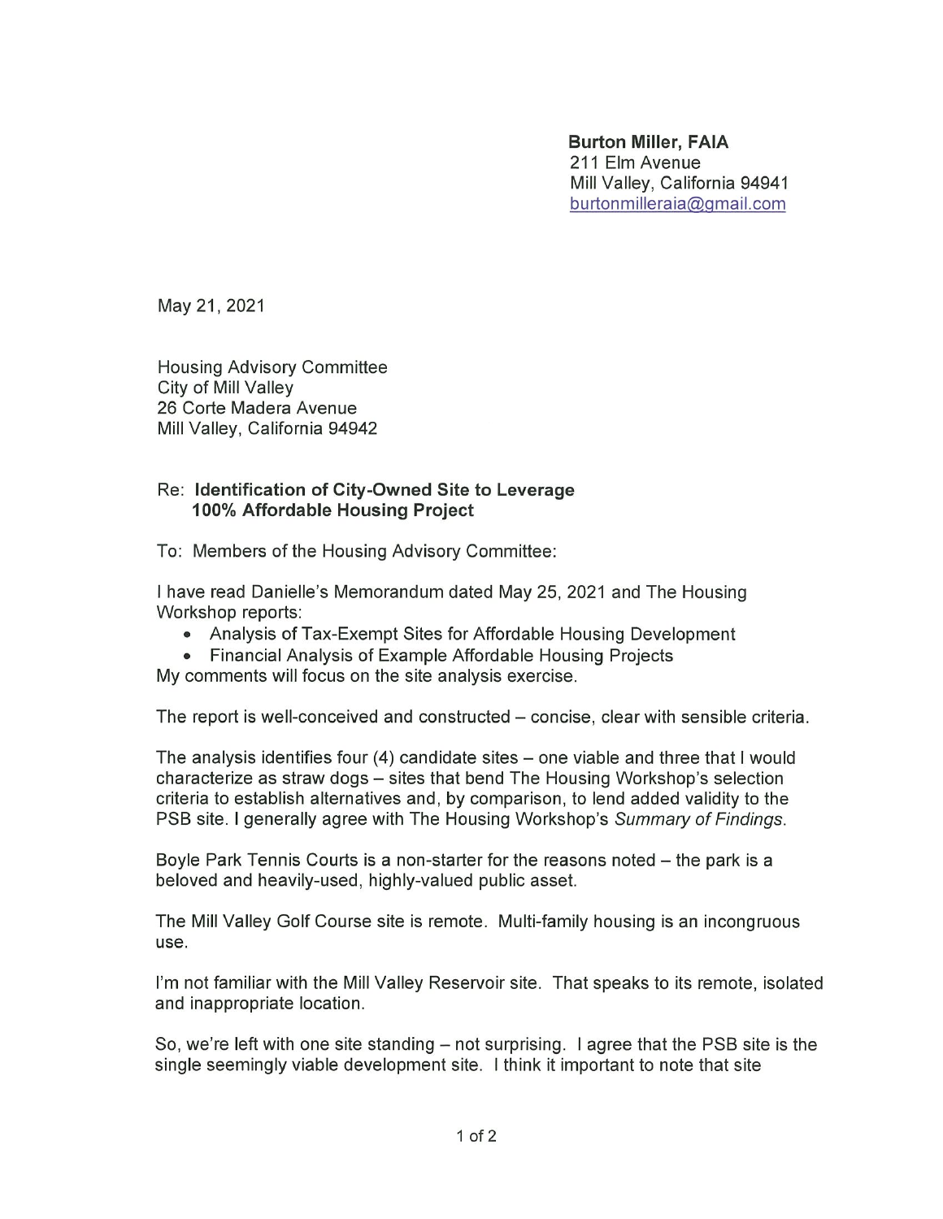**Burton Miller, FAIA**
211 Elm Avenue
Mill Valley, California 94941
burtonmilleraia@gmail.com

May 21, 2021

Housing Advisory Committee
City of Mill Valley
26 Corte Madera Avenue
Mill Valley, California 94942

Re: **Identification of City-Owned Site to Leverage 100% Affordable Housing Project**

To: Members of the Housing Advisory Committee:

I have read Danielle's Memorandum dated May 25, 2021 and The Housing Workshop reports:

- Analysis of Tax-Exempt Sites for Affordable Housing Development
- Financial Analysis of Example Affordable Housing Projects

My comments will focus on the site analysis exercise.

The report is well-conceived and constructed – concise, clear with sensible criteria.

The analysis identifies four (4) candidate sites – one viable and three that I would characterize as straw dogs – sites that bend The Housing Workshop's selection criteria to establish alternatives and, by comparison, to lend added validity to the PSB site. I generally agree with The Housing Workshop's *Summary of Findings.*

Boyle Park Tennis Courts is a non-starter for the reasons noted – the park is a beloved and heavily-used, highly-valued public asset.

The Mill Valley Golf Course site is remote. Multi-family housing is an incongruous use.

I'm not familiar with the Mill Valley Reservoir site. That speaks to its remote, isolated and inappropriate location.

So, we're left with one site standing – not surprising. I agree that the PSB site is the single seemingly viable development site. I think it important to note that site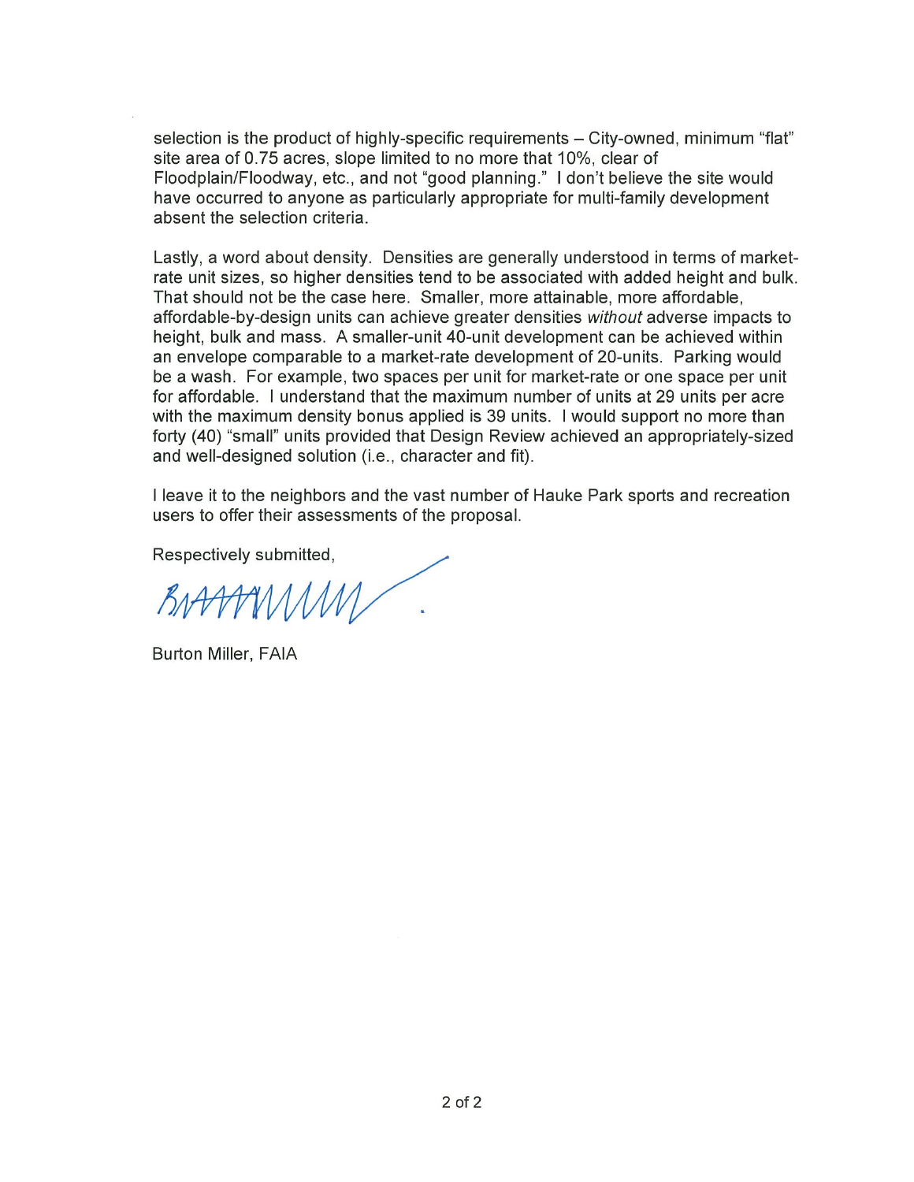selection is the product of highly-specific requirements – City-owned, minimum "flat" site area of 0.75 acres, slope limited to no more that 10%, clear of Floodplain/Floodway, etc., and not "good planning." I don't believe the site would have occurred to anyone as particularly appropriate for multi-family development absent the selection criteria.

Lastly, a word about density. Densities are generally understood in terms of market-rate unit sizes, so higher densities tend to be associated with added height and bulk. That should not be the case here. Smaller, more attainable, more affordable, affordable-by-design units can achieve greater densities *without* adverse impacts to height, bulk and mass. A smaller-unit 40-unit development can be achieved within an envelope comparable to a market-rate development of 20-units. Parking would be a wash. For example, two spaces per unit for market-rate or one space per unit for affordable. I understand that the maximum number of units at 29 units per acre with the maximum density bonus applied is 39 units. I would support no more than forty (40) "small" units provided that Design Review achieved an appropriately-sized and well-designed solution (i.e., character and fit).

I leave it to the neighbors and the vast number of Hauke Park sports and recreation users to offer their assessments of the proposal.

Respectively submitted,

Burton Miller, FAIA